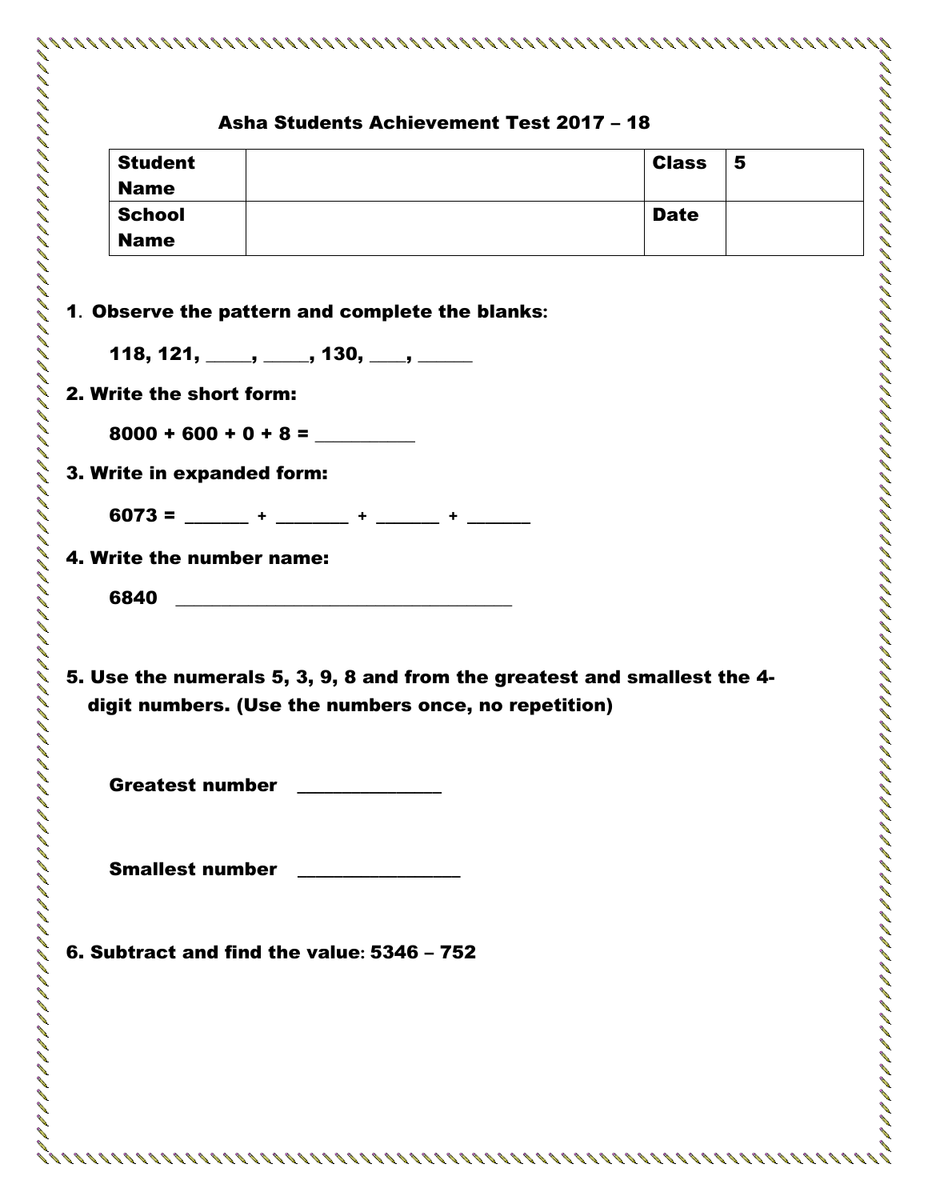# Asha Students Achievement Test 2017 – 18

| **Student Name** | | **Class** | **5** |
|---|---|---|---|
| **School Name** | | **Date** | |

**1. Observe the pattern and complete the blanks:**

**118, 121, _____, _____, 130, ____, ______**

**2. Write the short form:**

**8000 + 600 + 0 + 8 = __________**

**3. Write in expanded form:**

**6073 = ______ + _______ + ______ + ______**

**4. Write the number name:**

**6840 ___________________________________**

**5. Use the numerals 5, 3, 9, 8 and from the greatest and smallest the 4-digit numbers. (Use the numbers once, no repetition)**

**Greatest number _______________**

**Smallest number _________________**

**6. Subtract and find the value: 5346 – 752**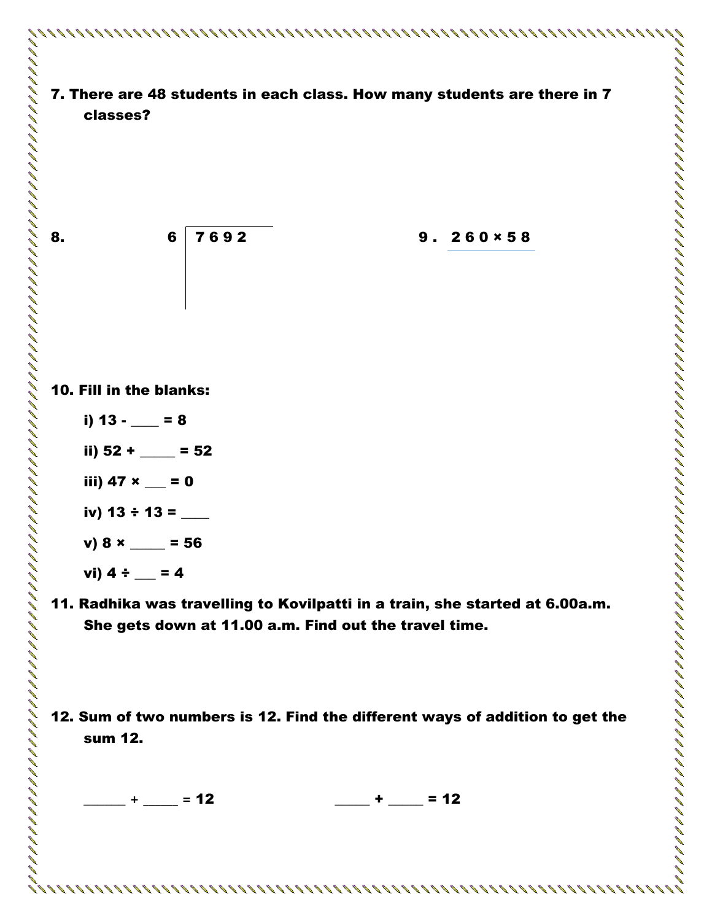**7. There are 48 students in each class. How many students are there in 7 classes?**

**8.** $6 \overline{)7692}$

**9.** $260 \times 58$

**10. Fill in the blanks:**

i) 13 - ____ = 8

ii) 52 + _____ = 52

iii) 47 × ___ = 0

iv) 13 ÷ 13 = ____

v) 8 × _____ = 56

vi) 4 ÷ ___ = 4

**11. Radhika was travelling to Kovilpatti in a train, she started at 6.00a.m. She gets down at 11.00 a.m. Find out the travel time.**

**12. Sum of two numbers is 12. Find the different ways of addition to get the sum 12.**

______ + _____ = 12 _____ + _____ = 12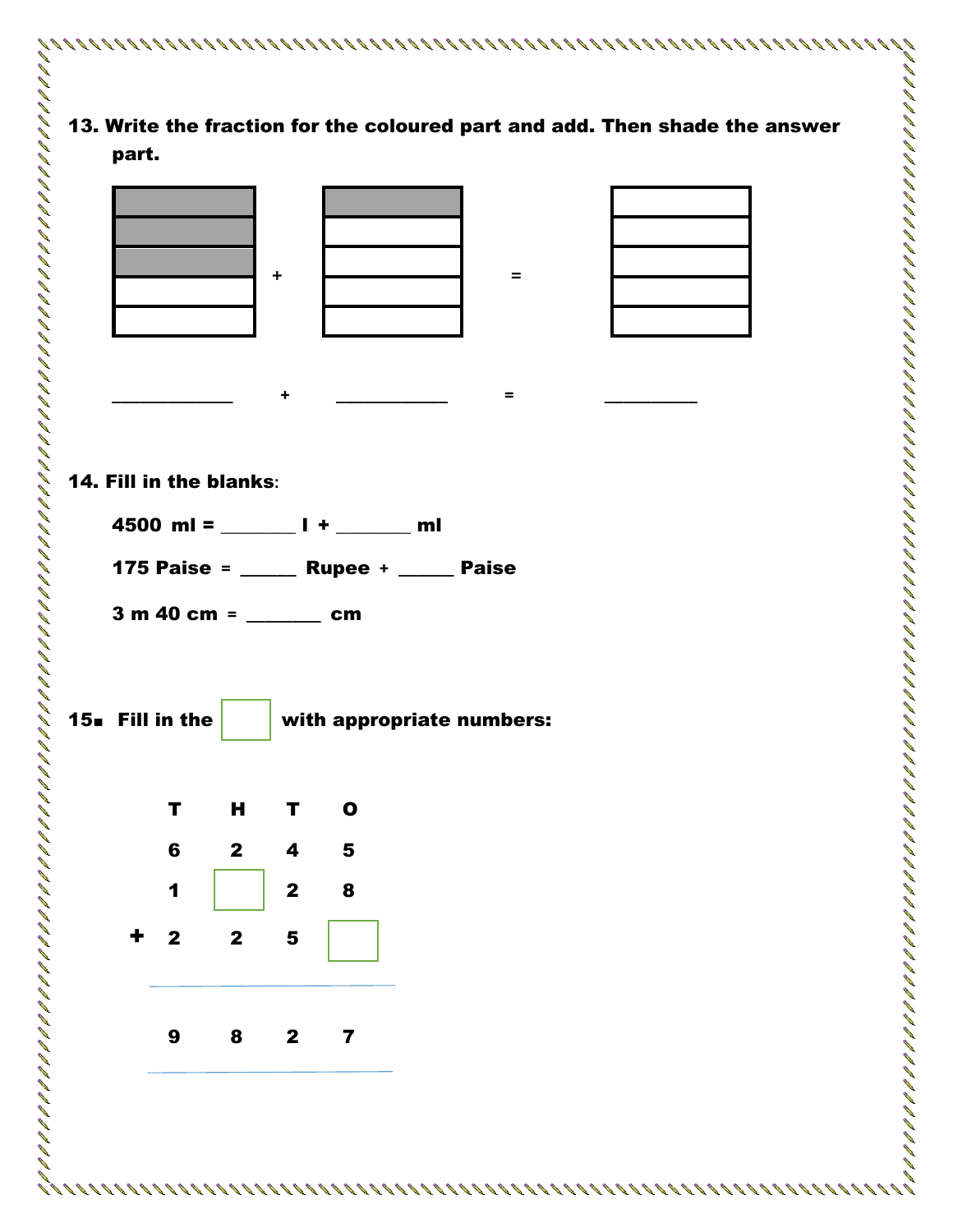**13. Write the fraction for the coloured part and add. Then shade the answer part.**

\+ =

\_\_\_\_\_\_\_\_\_\_\_\_ + \_\_\_\_\_\_\_\_\_\_\_ = \_\_\_\_\_\_\_\_\_

**14. Fill in the blanks:**

**4500 ml = \_\_\_\_\_\_\_ l + \_\_\_\_\_\_\_ ml**

**175 Paise = \_\_\_\_\_ Rupee + \_\_\_\_\_ Paise**

**3 m 40 cm = \_\_\_\_\_\_\_ cm**

**15. Fill in the ☐ with appropriate numbers:**

| | T | H | T | O |
|---|---|---|---|---|
| | 6 | 2 | 4 | 5 |
| | 1 | ☐ | 2 | 8 |
| + | 2 | 2 | 5 | ☐ |
| | 9 | 8 | 2 | 7 |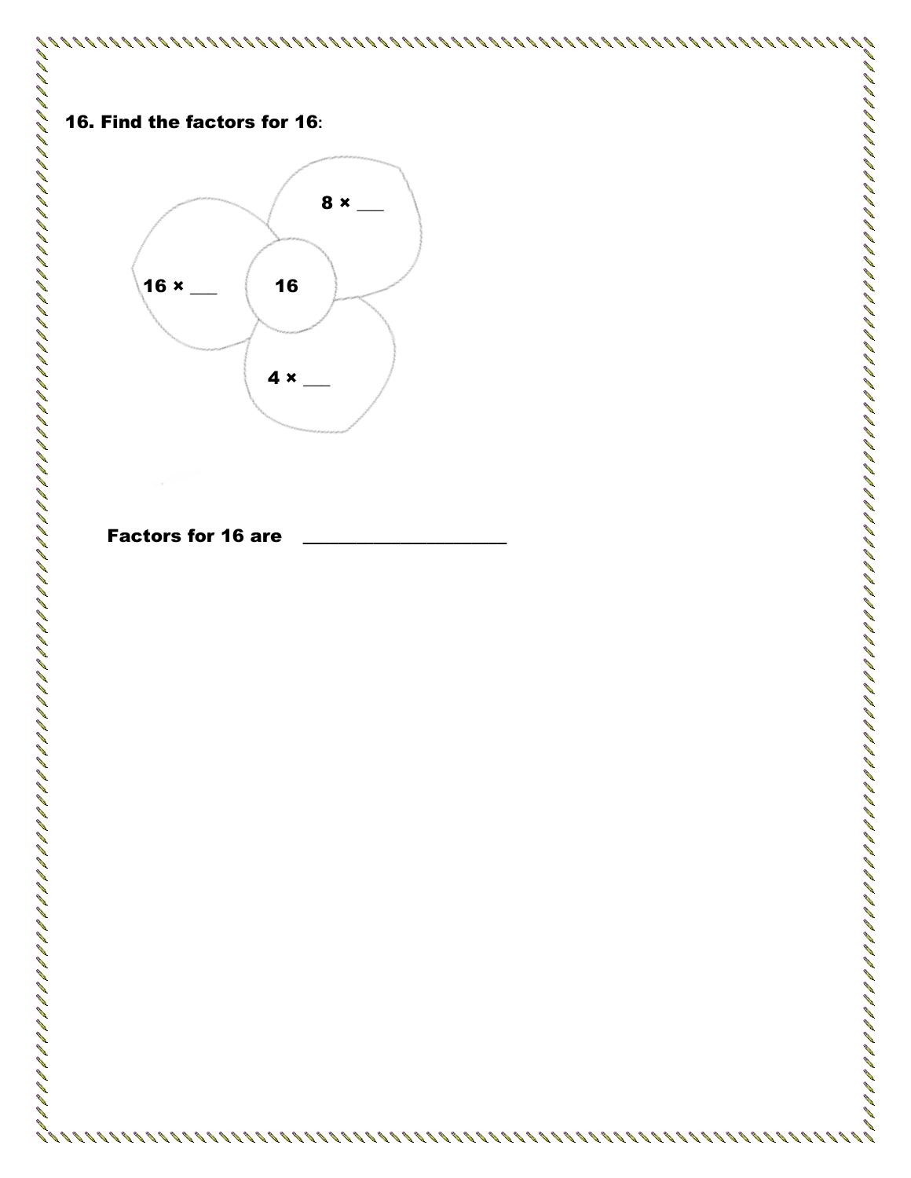**16. Find the factors for 16:**

8 × ___

16 × ___

16

4 × ___

**Factors for 16 are** ______________________